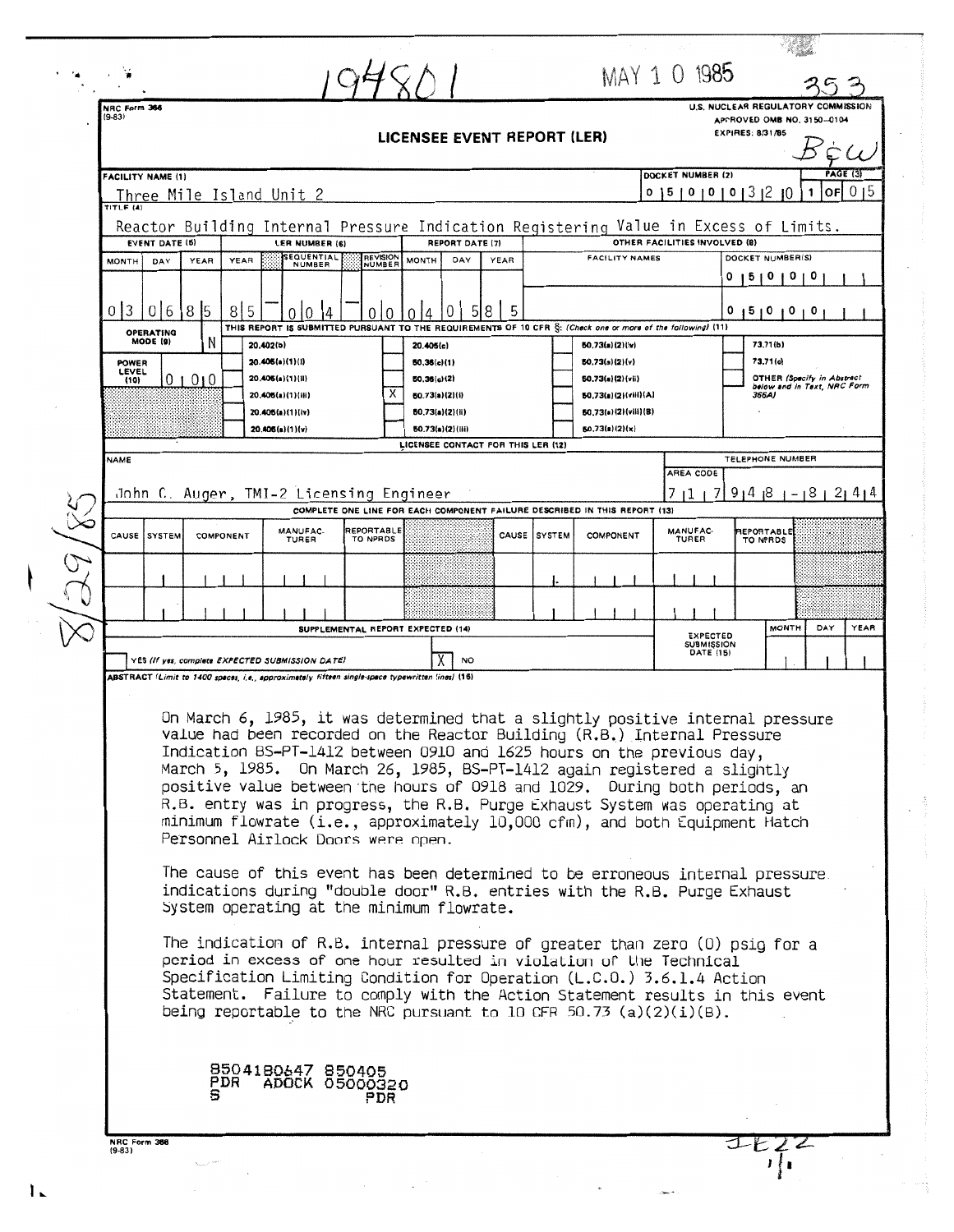194801

MAY 1 0 1985

353

NRC Form 366 (9-83)

U.S. NUCLEAR REGULATORY COMMISSION
APPROVED OMB NO. 3150-0104
EXPIRES: 8/31/85

# LICENSEE EVENT REPORT (LER)

| FACILITY NAME (1) | DOCKET NUMBER (2) | PAGE (3) |
|---|---|---|
| Three Mile Island Unit 2 | 0 5 0 0 0 3 2 0 | 1 OF 0 5 |

TITLE (4): Reactor Building Internal Pressure Indication Registering Value in Excess of Limits.

| EVENT DATE (5) | | | LER NUMBER (6) | | | REPORT DATE (7) | | | OTHER FACILITIES INVOLVED (8) | |
|---|---|---|---|---|---|---|---|---|---|---|
| MONTH | DAY | YEAR | YEAR | SEQUENTIAL NUMBER | REVISION NUMBER | MONTH | DAY | YEAR | FACILITY NAMES | DOCKET NUMBER(S) |
| 0 3 | 0 6 | 8 5 | 8 5 | 0 0 4 | 0 0 | 0 4 | 0 5 | 8 5 | | 0 5 0 0 0 |
| | | | | | | | | | | 0 5 0 0 0 |

OPERATING MODE (9): N

POWER LEVEL (10): 0 0 0

THIS REPORT IS SUBMITTED PURSUANT TO THE REQUIREMENTS OF 10 CFR §: (Check one or more of the following) (11)

- [ ] 20.402(b)
- [ ] 20.405(a)(1)(i)
- [ ] 20.405(a)(1)(ii)
- [ ] 20.405(a)(1)(iii)
- [ ] 20.405(a)(1)(iv)
- [ ] 20.405(a)(1)(v)
- [ ] 20.405(c)
- [ ] 50.36(c)(1)
- [ ] 50.36(c)(2)
- [X] 50.73(a)(2)(i)
- [ ] 50.73(a)(2)(ii)
- [ ] 50.73(a)(2)(iii)
- [ ] 50.73(a)(2)(iv)
- [ ] 50.73(a)(2)(v)
- [ ] 50.73(a)(2)(vii)
- [ ] 50.73(a)(2)(viii)(A)
- [ ] 50.73(a)(2)(viii)(B)
- [ ] 50.73(a)(2)(x)
- [ ] 73.71(b)
- [ ] 73.71(c)
- [ ] OTHER (Specify in Abstract below and in Text, NRC Form 366A)

LICENSEE CONTACT FOR THIS LER (12)

| NAME | TELEPHONE NUMBER |
|---|---|
| John C. Auger, TMI-2 Licensing Engineer | 7 1 7 9 4 8 - 8 2 4 4 |

COMPLETE ONE LINE FOR EACH COMPONENT FAILURE DESCRIBED IN THIS REPORT (13)

| CAUSE | SYSTEM | COMPONENT | MANUFAC-TURER | REPORTABLE TO NPRDS | CAUSE | SYSTEM | COMPONENT | MANUFAC-TURER | REPORTABLE TO NPRDS |
|---|---|---|---|---|---|---|---|---|---|
| | | | | | | | | | |
| | | | | | | | | | |

SUPPLEMENTAL REPORT EXPECTED (14)

- [ ] YES (If yes, complete EXPECTED SUBMISSION DATE)
- [X] NO

EXPECTED SUBMISSION DATE (15):

ABSTRACT (Limit to 1400 spaces, i.e., approximately fifteen single-space typewritten lines) (16)

On March 6, 1985, it was determined that a slightly positive internal pressure value had been recorded on the Reactor Building (R.B.) Internal Pressure Indication BS-PT-1412 between 0910 and 1625 hours on the previous day, March 5, 1985. On March 26, 1985, BS-PT-1412 again registered a slightly positive value between the hours of 0918 and 1029. During both periods, an R.B. entry was in progress, the R.B. Purge Exhaust System was operating at minimum flowrate (i.e., approximately 10,000 cfm), and both Equipment Hatch Personnel Airlock Doors were open.

The cause of this event has been determined to be erroneous internal pressure indications during "double door" R.B. entries with the R.B. Purge Exhaust System operating at the minimum flowrate.

The indication of R.B. internal pressure of greater than zero (0) psig for a period in excess of one hour resulted in violation of the Technical Specification Limiting Condition for Operation (L.C.O.) 3.6.1.4 Action Statement. Failure to comply with the Action Statement results in this event being reportable to the NRC pursuant to 10 CFR 50.73 (a)(2)(i)(B).

8504180647 850405
PDR ADOCK 05000320
S PDR

NRC Form 366 (9-83)

8/29/85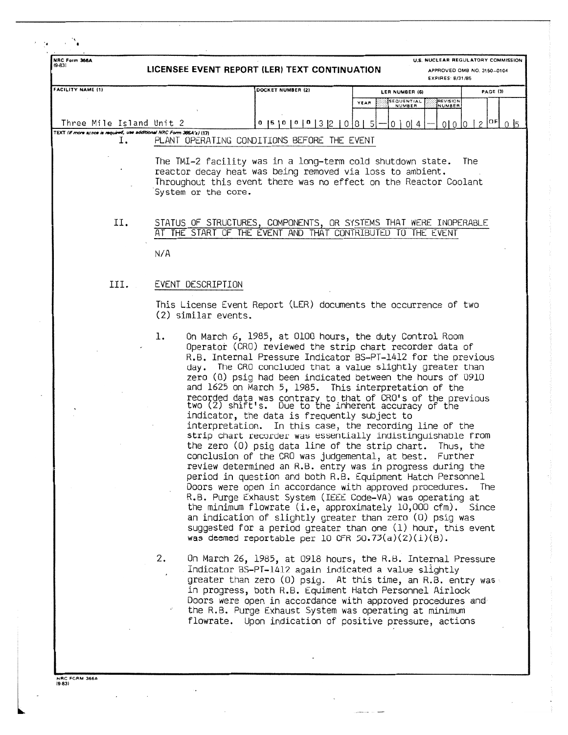NRC Form 366A (9-83)

**LICENSEE EVENT REPORT (LER) TEXT CONTINUATION**

U.S. NUCLEAR REGULATORY COMMISSION
APPROVED OMB NO. 3150-0104
EXPIRES: 8/31/85

| FACILITY NAME (1) | DOCKET NUMBER (2) | LER NUMBER (6) YEAR | SEQUENTIAL NUMBER | REVISION NUMBER | PAGE (3) |
|---|---|---|---|---|---|
| Three Mile Island Unit 2 | 0 5 0 0 0 3 2 0 | 8 5 | 0 0 4 | 0 0 | 0 2 OF 0 5 |

TEXT (If more space is required, use additional NRC Form 366A's) (17)

## I. PLANT OPERATING CONDITIONS BEFORE THE EVENT

The TMI-2 facility was in a long-term cold shutdown state. The reactor decay heat was being removed via loss to ambient. Throughout this event there was no effect on the Reactor Coolant System or the core.

## II. STATUS OF STRUCTURES, COMPONENTS, OR SYSTEMS THAT WERE INOPERABLE AT THE START OF THE EVENT AND THAT CONTRIBUTED TO THE EVENT

N/A

## III. EVENT DESCRIPTION

This License Event Report (LER) documents the occurrence of two (2) similar events.

1. On March 6, 1985, at 0100 hours, the duty Control Room Operator (CRO) reviewed the strip chart recorder data of R.B. Internal Pressure Indicator BS-PT-1412 for the previous day. The CRO concluded that a value slightly greater than zero (0) psig had been indicated between the hours of 0910 and 1625 on March 5, 1985. This interpretation of the recorded data was contrary to that of CRO's of the previous two (2) shift's. Due to the inherent accuracy of the indicator, the data is frequently subject to interpretation. In this case, the recording line of the strip chart recorder was essentially indistinguishable from the zero (0) psig data line of the strip chart. Thus, the conclusion of the CRO was judgemental, at best. Further review determined an R.B. entry was in progress during the period in question and both R.B. Equipment Hatch Personnel Doors were open in accordance with approved procedures. The R.B. Purge Exhaust System (IEEE Code-VA) was operating at the minimum flowrate (i.e, approximately 10,000 cfm). Since an indication of slightly greater than zero (0) psig was suggested for a period greater than one (1) hour, this event was deemed reportable per 10 CFR 50.73(a)(2)(i)(B).

2. On March 26, 1985, at 0918 hours, the R.B. Internal Pressure Indicator BS-PT-1412 again indicated a value slightly greater than zero (0) psig. At this time, an R.B. entry was in progress, both R.B. Equiment Hatch Personnel Airlock Doors were open in accordance with approved procedures and the R.B. Purge Exhaust System was operating at minimum flowrate. Upon indication of positive pressure, actions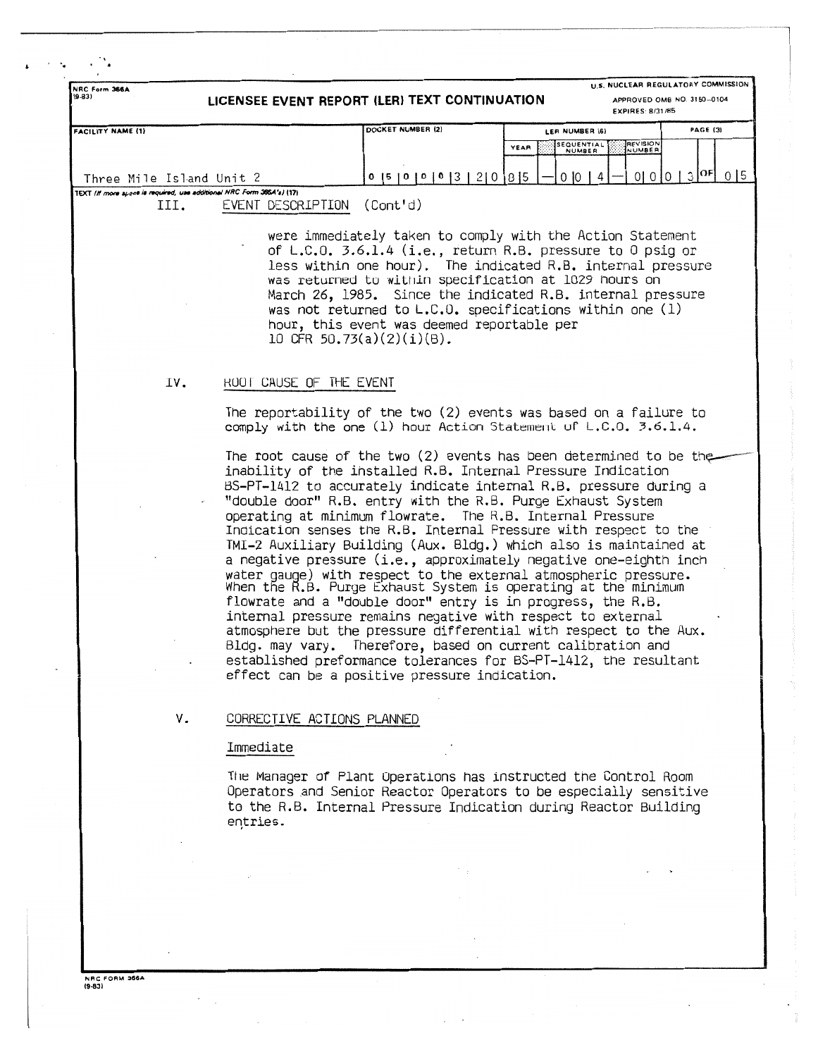NRC Form 366A
(9-83)

# LICENSEE EVENT REPORT (LER) TEXT CONTINUATION

U.S. NUCLEAR REGULATORY COMMISSION
APPROVED OMB NO. 3150-0104
EXPIRES: 8/31/85

| FACILITY NAME (1) | DOCKET NUMBER (2) | LER NUMBER (6) YEAR | SEQUENTIAL NUMBER | REVISION NUMBER | PAGE (3) |
|---|---|---|---|---|---|
| Three Mile Island Unit 2 | 0 5 0 0 0 3 2 0 | 8 5 | 0 0 4 | 0 0 | 0 3 OF 0 5 |

TEXT (If more space is required, use additional NRC Form 366A's) (17)

## III. EVENT DESCRIPTION (Cont'd)

were immediately taken to comply with the Action Statement of L.C.O. 3.6.1.4 (i.e., return R.B. pressure to 0 psig or less within one hour). The indicated R.B. internal pressure was returned to within specification at 1029 hours on March 26, 1985. Since the indicated R.B. internal pressure was not returned to L.C.O. specifications within one (1) hour, this event was deemed reportable per 10 CFR 50.73(a)(2)(i)(B).

## IV. ROOT CAUSE OF THE EVENT

The reportability of the two (2) events was based on a failure to comply with the one (1) hour Action Statement of L.C.O. 3.6.1.4.

The root cause of the two (2) events has been determined to be the inability of the installed R.B. Internal Pressure Indication BS-PT-1412 to accurately indicate internal R.B. pressure during a "double door" R.B. entry with the R.B. Purge Exhaust System operating at minimum flowrate. The R.B. Internal Pressure Indication senses the R.B. Internal Pressure with respect to the TMI-2 Auxiliary Building (Aux. Bldg.) which also is maintained at a negative pressure (i.e., approximately negative one-eighth inch water gauge) with respect to the external atmospheric pressure. When the R.B. Purge Exhaust System is operating at the minimum flowrate and a "double door" entry is in progress, the R.B. internal pressure remains negative with respect to external atmosphere but the pressure differential with respect to the Aux. Bldg. may vary. Therefore, based on current calibration and established preformance tolerances for BS-PT-1412, the resultant effect can be a positive pressure indication.

## V. CORRECTIVE ACTIONS PLANNED

### Immediate

The Manager of Plant Operations has instructed the Control Room Operators and Senior Reactor Operators to be especially sensitive to the R.B. Internal Pressure Indication during Reactor Building entries.

NRC FORM 366A
(9-83)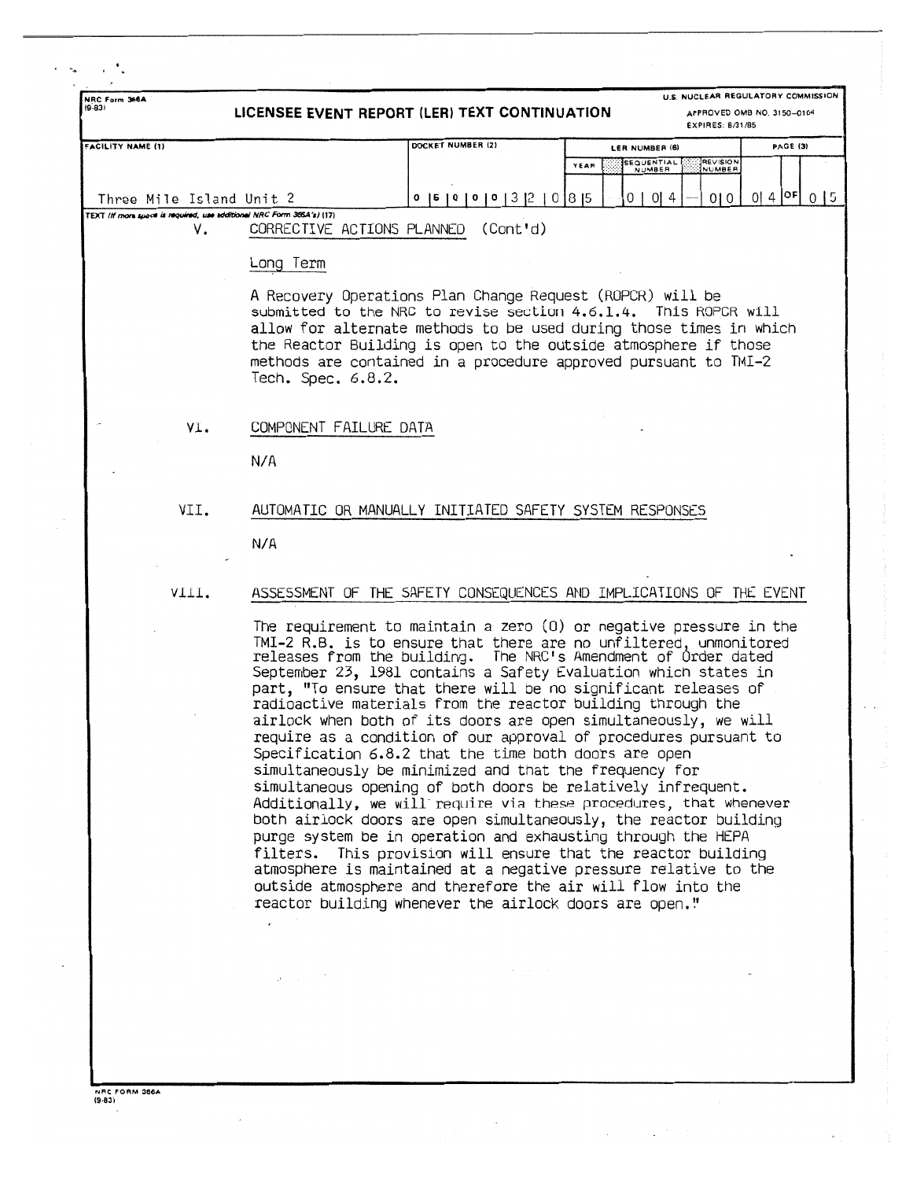NRC Form 366A (9-83)

**LICENSEE EVENT REPORT (LER) TEXT CONTINUATION**

U.S. NUCLEAR REGULATORY COMMISSION
APPROVED OMB NO. 3150-0104
EXPIRES: 8/31/85

| FACILITY NAME (1) | DOCKET NUMBER (2) | LER NUMBER (6) YEAR | SEQUENTIAL NUMBER | REVISION NUMBER | PAGE (3) |
|---|---|---|---|---|---|
| Three Mile Island Unit 2 | 0 5 0 0 0 3 2 0 | 8 5 | 0 0 4 | 0 0 | 0 4 OF 0 5 |

TEXT (If more space is required, use additional NRC Form 366A's) (17)

## V. CORRECTIVE ACTIONS PLANNED (Cont'd)

### Long Term

A Recovery Operations Plan Change Request (ROPCR) will be submitted to the NRC to revise section 4.6.1.4. This ROPCR will allow for alternate methods to be used during those times in which the Reactor Building is open to the outside atmosphere if those methods are contained in a procedure approved pursuant to TMI-2 Tech. Spec. 6.8.2.

## VI. COMPONENT FAILURE DATA

N/A

## VII. AUTOMATIC OR MANUALLY INITIATED SAFETY SYSTEM RESPONSES

N/A

## VIII. ASSESSMENT OF THE SAFETY CONSEQUENCES AND IMPLICATIONS OF THE EVENT

The requirement to maintain a zero (0) or negative pressure in the TMI-2 R.B. is to ensure that there are no unfiltered, unmonitored releases from the building. The NRC's Amendment of Order dated September 23, 1981 contains a Safety Evaluation which states in part, "To ensure that there will be no significant releases of radioactive materials from the reactor building through the airlock when both of its doors are open simultaneously, we will require as a condition of our approval of procedures pursuant to Specification 6.8.2 that the time both doors are open simultaneously be minimized and that the frequency for simultaneous opening of both doors be relatively infrequent. Additionally, we will require via these procedures, that whenever both airlock doors are open simultaneously, the reactor building purge system be in operation and exhausting through the HEPA filters. This provision will ensure that the reactor building atmosphere is maintained at a negative pressure relative to the outside atmosphere and therefore the air will flow into the reactor building whenever the airlock doors are open."

NRC FORM 366A (9-83)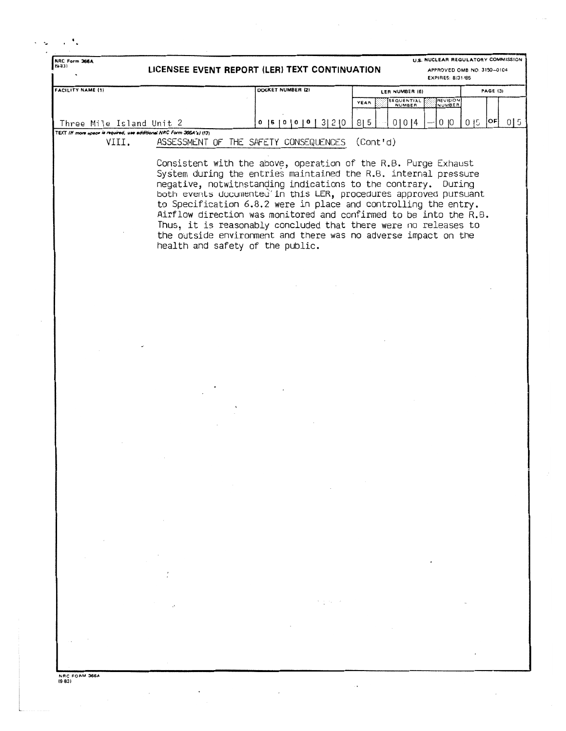NRC Form 366A
(9-83)

# LICENSEE EVENT REPORT (LER) TEXT CONTINUATION

U.S. NUCLEAR REGULATORY COMMISSION
APPROVED OMB NO. 3150-0104
EXPIRES: 8/31/85

| FACILITY NAME (1) | DOCKET NUMBER (2) | LER NUMBER (6) | | | PAGE (3) |
|---|---|---|---|---|---|
| | | YEAR | SEQUENTIAL NUMBER | REVISION NUMBER | |
| Three Mile Island Unit 2 | 0 5 0 0 0 3 2 0 | 8 5 | 0 0 4 | 0 0 | 0 5 OF 0 5 |

TEXT (If more space is required, use additional NRC Form 366A's) (17)

## VIII. ASSESSMENT OF THE SAFETY CONSEQUENCES (Cont'd)

Consistent with the above, operation of the R.B. Purge Exhaust System during the entries maintained the R.B. internal pressure negative, notwithstanding indications to the contrary. During both events documented in this LER, procedures approved pursuant to Specification 6.8.2 were in place and controlling the entry. Airflow direction was monitored and confirmed to be into the R.B. Thus, it is reasonably concluded that there were no releases to the outside environment and there was no adverse impact on the health and safety of the public.

NRC FORM 366A
(9-83)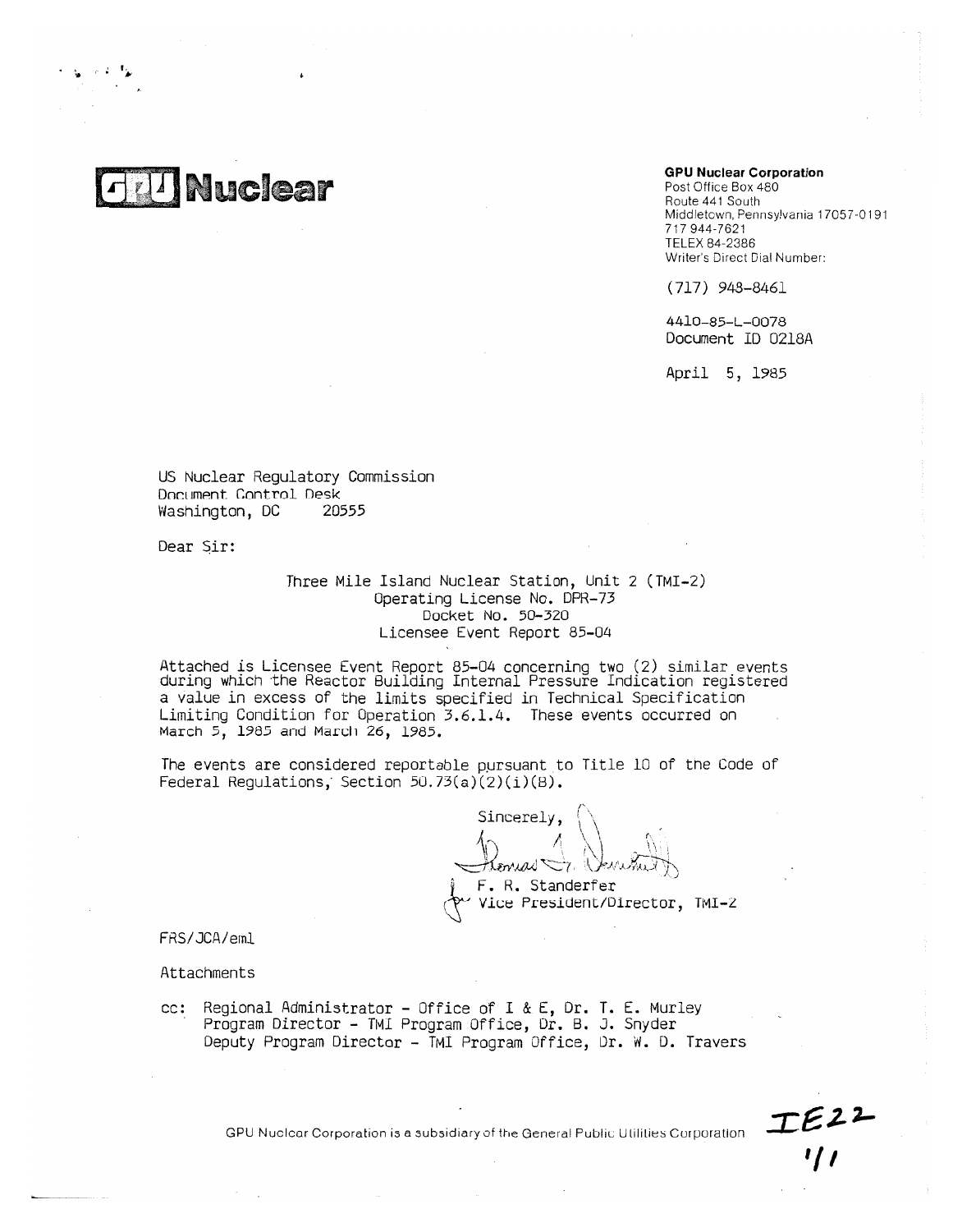# GPU Nuclear

**GPU Nuclear Corporation**
Post Office Box 480
Route 441 South
Middletown, Pennsylvania 17057-0191
717 944-7621
TELEX 84-2386
Writer's Direct Dial Number:

(717) 948-8461

4410-85-L-0078
Document ID 0218A

April 5, 1985

US Nuclear Regulatory Commission
Document Control Desk
Washington, DC 20555

Dear Sir:

Three Mile Island Nuclear Station, Unit 2 (TMI-2)
Operating License No. DPR-73
Docket No. 50-320
Licensee Event Report 85-04

Attached is Licensee Event Report 85-04 concerning two (2) similar events during which the Reactor Building Internal Pressure Indication registered a value in excess of the limits specified in Technical Specification Limiting Condition for Operation 3.6.1.4. These events occurred on March 5, 1985 and March 26, 1985.

The events are considered reportable pursuant to Title 10 of the Code of Federal Regulations, Section 50.73(a)(2)(i)(B).

Sincerely,

F. R. Standerfer
Vice President/Director, TMI-2

FRS/JCA/eml

Attachments

cc: Regional Administrator - Office of I & E, Dr. T. E. Murley
Program Director - TMI Program Office, Dr. B. J. Snyder
Deputy Program Director - TMI Program Office, Dr. W. D. Travers

GPU Nuclear Corporation is a subsidiary of the General Public Utilities Corporation

IE22
1/1